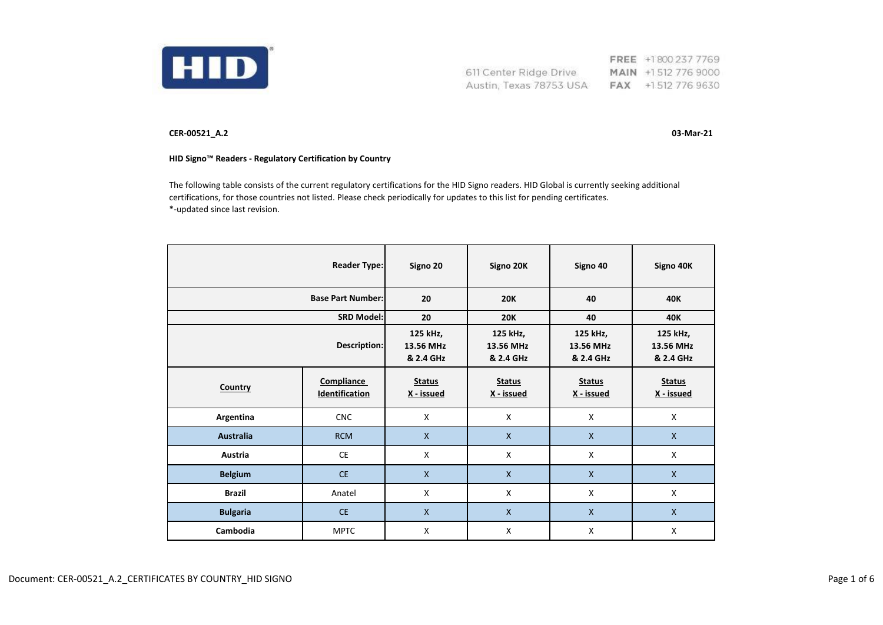611 Center Ridge Drive
Austin, Texas 78753 USA

FREE +1 800 237 7769
MAIN +1 512 776 9000
FAX +1 512 776 9630

**CER-00521_A.2** **03-Mar-21**

**HID Signo™ Readers - Regulatory Certification by Country**

The following table consists of the current regulatory certifications for the HID Signo readers. HID Global is currently seeking additional certifications, for those countries not listed. Please check periodically for updates to this list for pending certificates.
*-updated since last revision.

| | Reader Type: | Signo 20 | Signo 20K | Signo 40 | Signo 40K |
|---|---|---|---|---|---|
| | Base Part Number: | 20 | 20K | 40 | 40K |
| | SRD Model: | 20 | 20K | 40 | 40K |
| | Description: | 125 kHz, 13.56 MHz & 2.4 GHz | 125 kHz, 13.56 MHz & 2.4 GHz | 125 kHz, 13.56 MHz & 2.4 GHz | 125 kHz, 13.56 MHz & 2.4 GHz |
| **Country** | **Compliance Identification** | **Status X - issued** | **Status X - issued** | **Status X - issued** | **Status X - issued** |
| **Argentina** | CNC | X | X | X | X |
| **Australia** | RCM | X | X | X | X |
| **Austria** | CE | X | X | X | X |
| **Belgium** | CE | X | X | X | X |
| **Brazil** | Anatel | X | X | X | X |
| **Bulgaria** | CE | X | X | X | X |
| **Cambodia** | MPTC | X | X | X | X |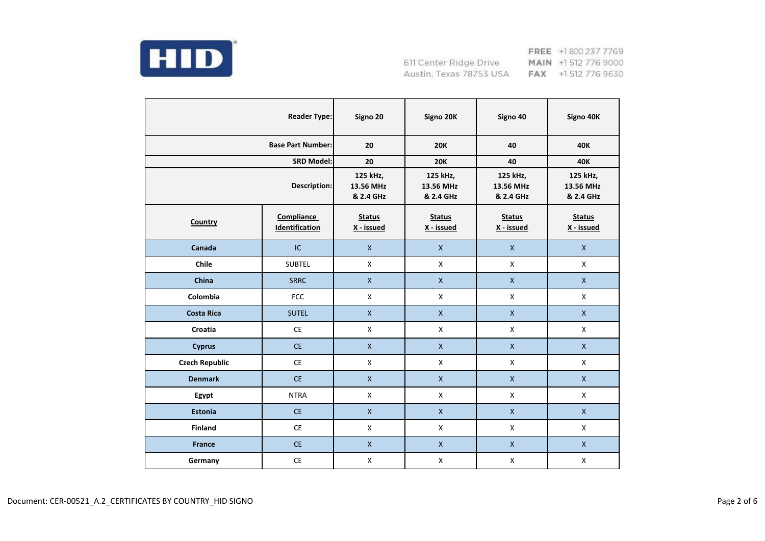HID

611 Center Ridge Drive
Austin, Texas 78753 USA

FREE +1 800 237 7769
MAIN +1 512 776 9000
FAX +1 512 776 9630

| | Reader Type: | Signo 20 | Signo 20K | Signo 40 | Signo 40K |
|---|---|---|---|---|---|
| | Base Part Number: | 20 | 20K | 40 | 40K |
| | SRD Model: | 20 | 20K | 40 | 40K |
| | Description: | 125 kHz, 13.56 MHz & 2.4 GHz | 125 kHz, 13.56 MHz & 2.4 GHz | 125 kHz, 13.56 MHz & 2.4 GHz | 125 kHz, 13.56 MHz & 2.4 GHz |
| **Country** | **Compliance Identification** | **Status X - issued** | **Status X - issued** | **Status X - issued** | **Status X - issued** |
| **Canada** | IC | X | X | X | X |
| **Chile** | SUBTEL | X | X | X | X |
| **China** | SRRC | X | X | X | X |
| **Colombia** | FCC | X | X | X | X |
| **Costa Rica** | SUTEL | X | X | X | X |
| **Croatia** | CE | X | X | X | X |
| **Cyprus** | CE | X | X | X | X |
| **Czech Republic** | CE | X | X | X | X |
| **Denmark** | CE | X | X | X | X |
| **Egypt** | NTRA | X | X | X | X |
| **Estonia** | CE | X | X | X | X |
| **Finland** | CE | X | X | X | X |
| **France** | CE | X | X | X | X |
| **Germany** | CE | X | X | X | X |

Document: CER-00521_A.2_CERTIFICATES BY COUNTRY_HID SIGNO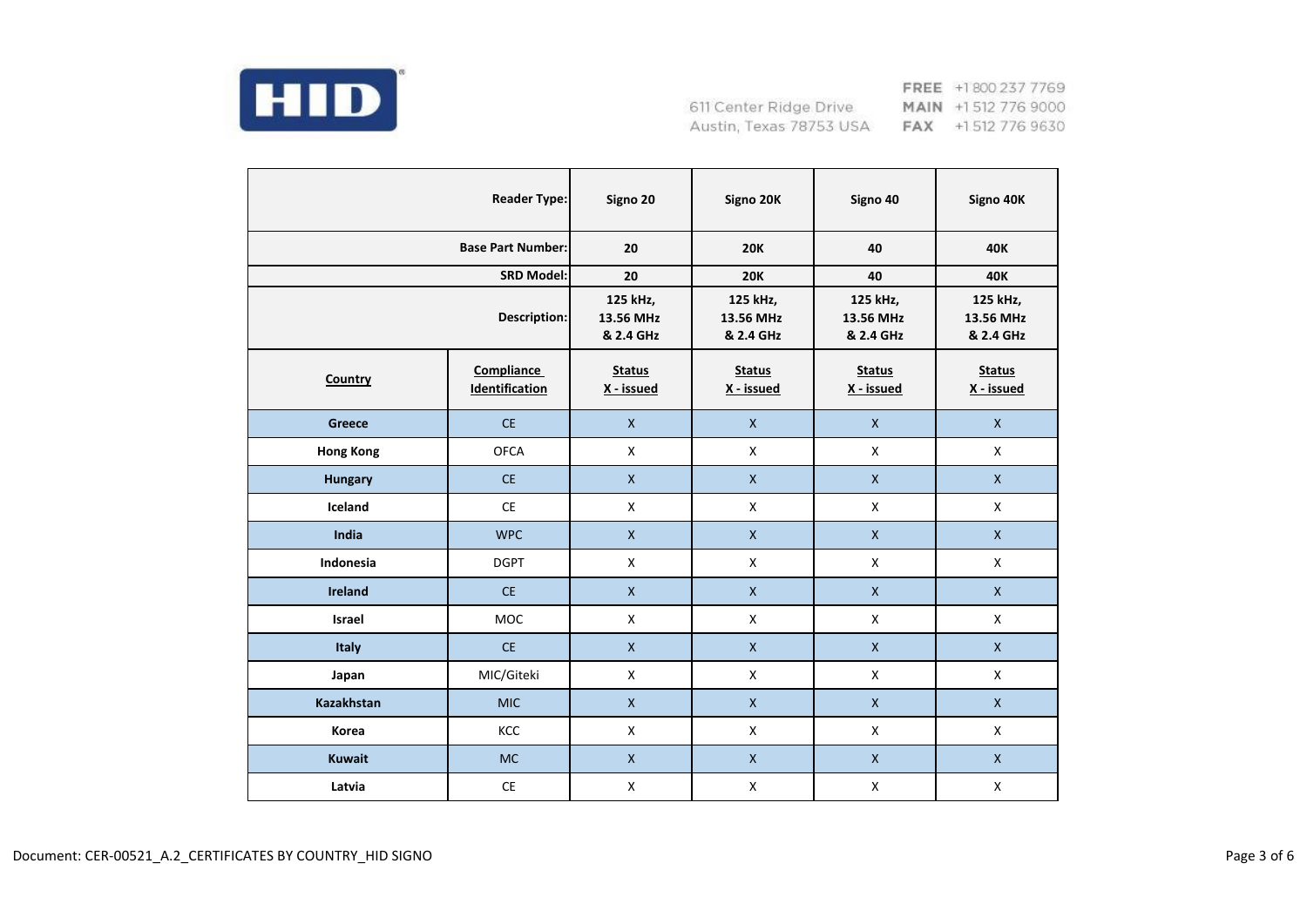HID

611 Center Ridge Drive
Austin, Texas 78753 USA

FREE +1 800 237 7769
MAIN +1 512 776 9000
FAX +1 512 776 9630

| | Reader Type: | Signo 20 | Signo 20K | Signo 40 | Signo 40K |
|---|---|---|---|---|---|
| | Base Part Number: | 20 | 20K | 40 | 40K |
| | SRD Model: | 20 | 20K | 40 | 40K |
| | Description: | 125 kHz, 13.56 MHz & 2.4 GHz | 125 kHz, 13.56 MHz & 2.4 GHz | 125 kHz, 13.56 MHz & 2.4 GHz | 125 kHz, 13.56 MHz & 2.4 GHz |
| **Country** | **Compliance Identification** | **Status X - issued** | **Status X - issued** | **Status X - issued** | **Status X - issued** |
| **Greece** | CE | X | X | X | X |
| **Hong Kong** | OFCA | X | X | X | X |
| **Hungary** | CE | X | X | X | X |
| **Iceland** | CE | X | X | X | X |
| **India** | WPC | X | X | X | X |
| **Indonesia** | DGPT | X | X | X | X |
| **Ireland** | CE | X | X | X | X |
| **Israel** | MOC | X | X | X | X |
| **Italy** | CE | X | X | X | X |
| **Japan** | MIC/Giteki | X | X | X | X |
| **Kazakhstan** | MIC | X | X | X | X |
| **Korea** | KCC | X | X | X | X |
| **Kuwait** | MC | X | X | X | X |
| **Latvia** | CE | X | X | X | X |

Document: CER-00521_A.2_CERTIFICATES BY COUNTRY_HID SIGNO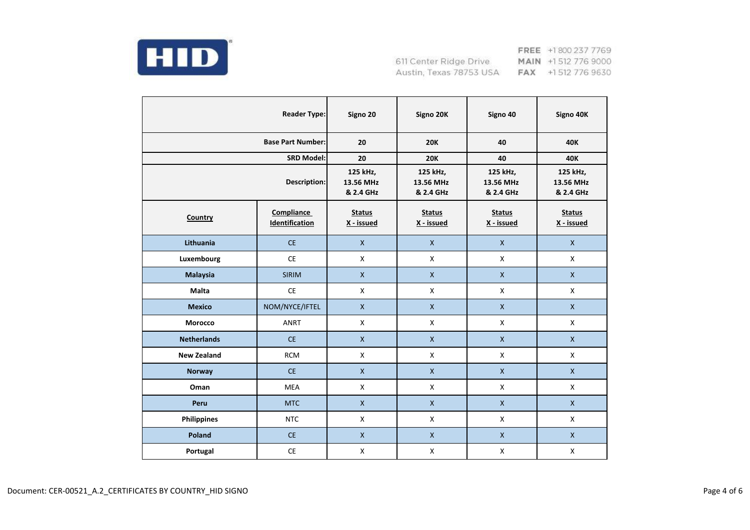611 Center Ridge Drive
Austin, Texas 78753 USA

FREE +1 800 237 7769
MAIN +1 512 776 9000
FAX +1 512 776 9630

| | Reader Type: | Signo 20 | Signo 20K | Signo 40 | Signo 40K |
|---|---|---|---|---|---|
| | Base Part Number: | 20 | 20K | 40 | 40K |
| | SRD Model: | 20 | 20K | 40 | 40K |
| | Description: | 125 kHz, 13.56 MHz & 2.4 GHz | 125 kHz, 13.56 MHz & 2.4 GHz | 125 kHz, 13.56 MHz & 2.4 GHz | 125 kHz, 13.56 MHz & 2.4 GHz |
| **Country** | **Compliance Identification** | **Status X - issued** | **Status X - issued** | **Status X - issued** | **Status X - issued** |
| **Lithuania** | CE | X | X | X | X |
| **Luxembourg** | CE | X | X | X | X |
| **Malaysia** | SIRIM | X | X | X | X |
| **Malta** | CE | X | X | X | X |
| **Mexico** | NOM/NYCE/IFTEL | X | X | X | X |
| **Morocco** | ANRT | X | X | X | X |
| **Netherlands** | CE | X | X | X | X |
| **New Zealand** | RCM | X | X | X | X |
| **Norway** | CE | X | X | X | X |
| **Oman** | MEA | X | X | X | X |
| **Peru** | MTC | X | X | X | X |
| **Philippines** | NTC | X | X | X | X |
| **Poland** | CE | X | X | X | X |
| **Portugal** | CE | X | X | X | X |

Document: CER-00521_A.2_CERTIFICATES BY COUNTRY_HID SIGNO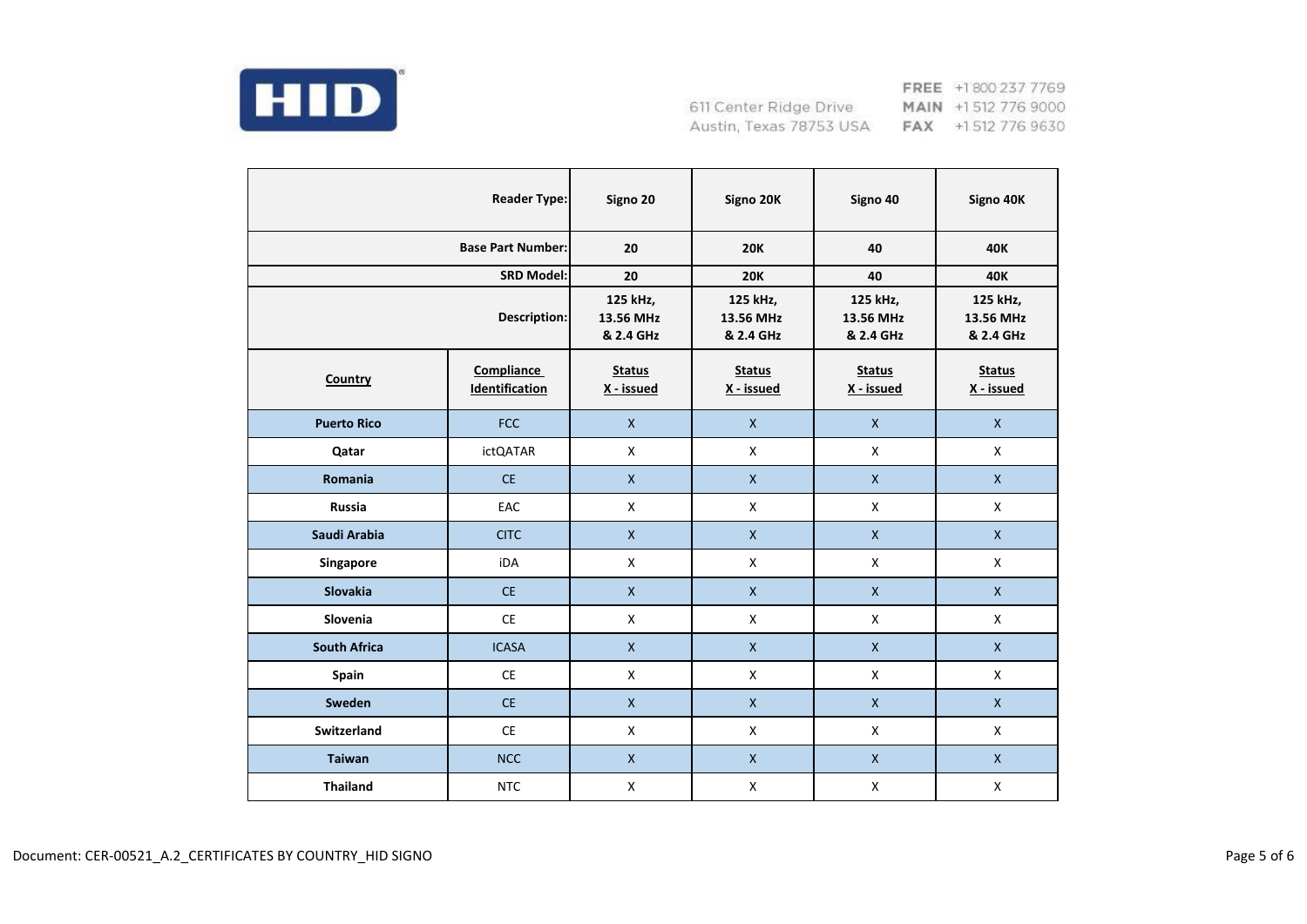611 Center Ridge Drive
Austin, Texas 78753 USA

FREE +1 800 237 7769
MAIN +1 512 776 9000
FAX +1 512 776 9630

| | Reader Type: | Signo 20 | Signo 20K | Signo 40 | Signo 40K |
|---|---|---|---|---|---|
| | Base Part Number: | 20 | 20K | 40 | 40K |
| | SRD Model: | 20 | 20K | 40 | 40K |
| | Description: | 125 kHz, 13.56 MHz & 2.4 GHz | 125 kHz, 13.56 MHz & 2.4 GHz | 125 kHz, 13.56 MHz & 2.4 GHz | 125 kHz, 13.56 MHz & 2.4 GHz |
| **Country** | **Compliance Identification** | **Status X - issued** | **Status X - issued** | **Status X - issued** | **Status X - issued** |
| **Puerto Rico** | FCC | X | X | X | X |
| **Qatar** | ictQATAR | X | X | X | X |
| **Romania** | CE | X | X | X | X |
| **Russia** | EAC | X | X | X | X |
| **Saudi Arabia** | CITC | X | X | X | X |
| **Singapore** | iDA | X | X | X | X |
| **Slovakia** | CE | X | X | X | X |
| **Slovenia** | CE | X | X | X | X |
| **South Africa** | ICASA | X | X | X | X |
| **Spain** | CE | X | X | X | X |
| **Sweden** | CE | X | X | X | X |
| **Switzerland** | CE | X | X | X | X |
| **Taiwan** | NCC | X | X | X | X |
| **Thailand** | NTC | X | X | X | X |

Document: CER-00521_A.2_CERTIFICATES BY COUNTRY_HID SIGNO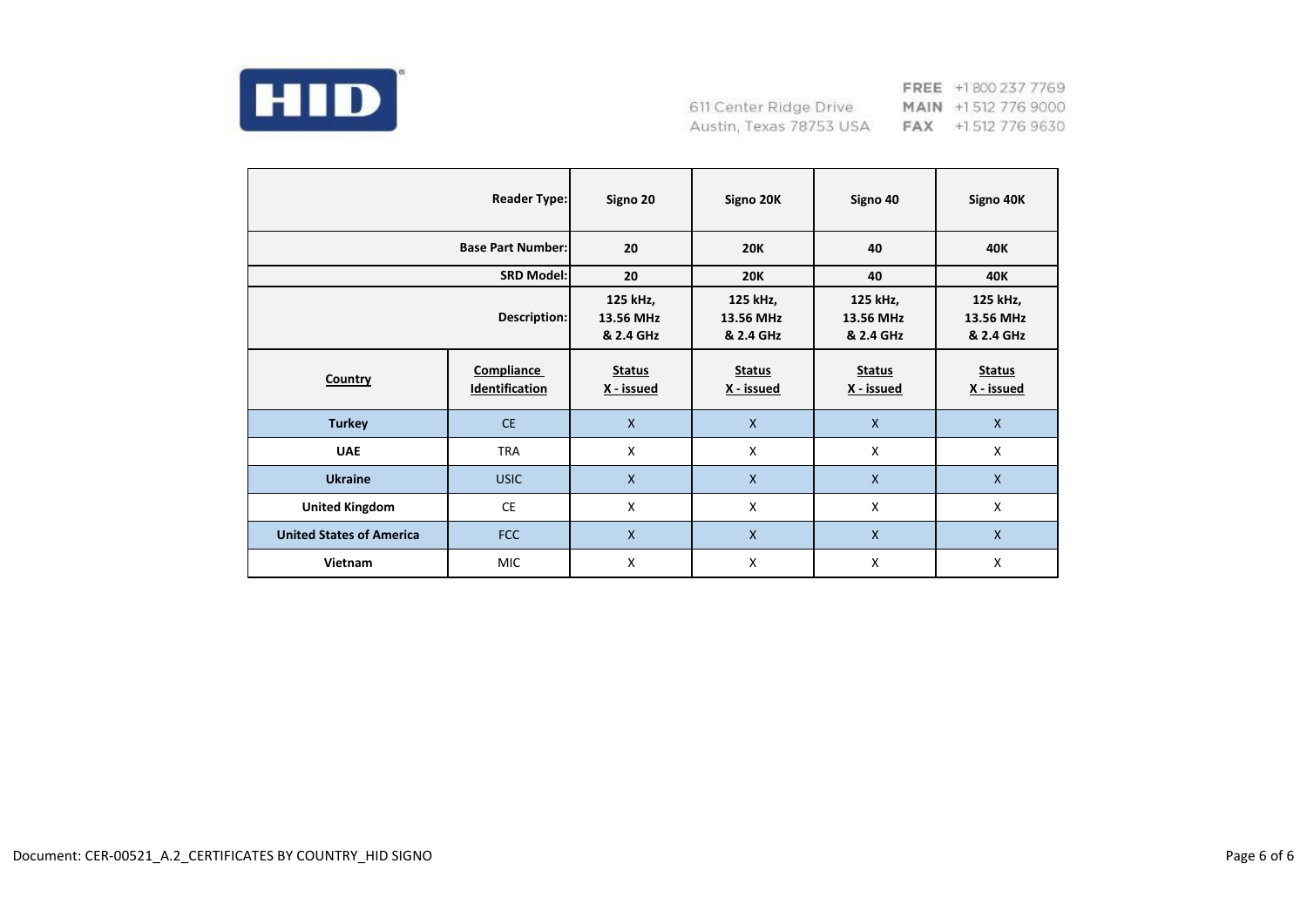HID

611 Center Ridge Drive
Austin, Texas 78753 USA

FREE +1 800 237 7769
MAIN +1 512 776 9000
FAX +1 512 776 9630

| | Reader Type: | Signo 20 | Signo 20K | Signo 40 | Signo 40K |
|---|---|---|---|---|---|
| | Base Part Number: | 20 | 20K | 40 | 40K |
| | SRD Model: | 20 | 20K | 40 | 40K |
| | Description: | 125 kHz, 13.56 MHz & 2.4 GHz | 125 kHz, 13.56 MHz & 2.4 GHz | 125 kHz, 13.56 MHz & 2.4 GHz | 125 kHz, 13.56 MHz & 2.4 GHz |
| **Country** | **Compliance Identification** | **Status X - issued** | **Status X - issued** | **Status X - issued** | **Status X - issued** |
| **Turkey** | CE | X | X | X | X |
| **UAE** | TRA | X | X | X | X |
| **Ukraine** | USIC | X | X | X | X |
| **United Kingdom** | CE | X | X | X | X |
| **United States of America** | FCC | X | X | X | X |
| **Vietnam** | MIC | X | X | X | X |

Document: CER-00521_A.2_CERTIFICATES BY COUNTRY_HID SIGNO